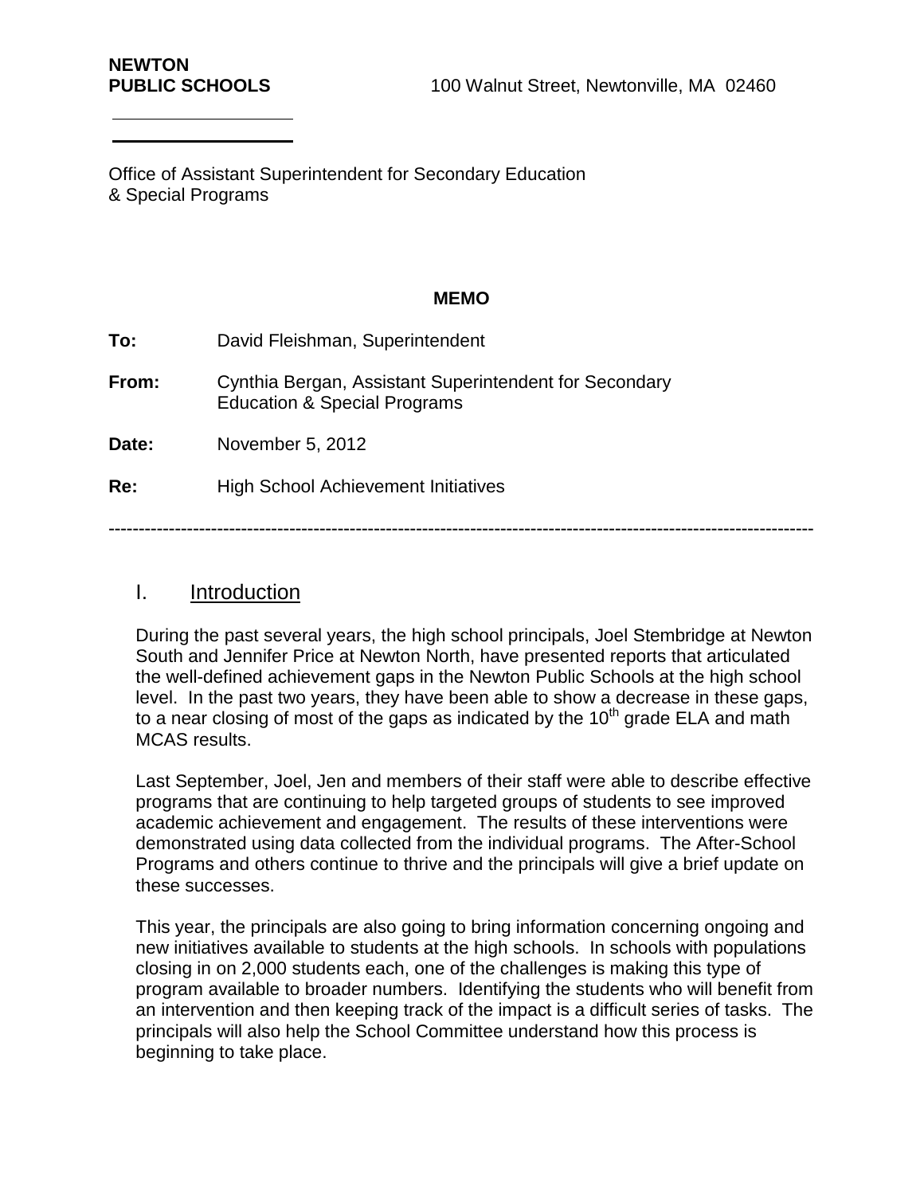**NEWTON PUBLIC SCHOOLS** 100 Walnut Street, Newtonville, MA 02460

Office of Assistant Superintendent for Secondary Education & Special Programs

**MEMO**

**To:** David Fleishman, Superintendent

**From:** Cynthia Bergan, Assistant Superintendent for Secondary Education & Special Programs

**Date:** November 5, 2012

**Re:** High School Achievement Initiatives

---

## I. Introduction

During the past several years, the high school principals, Joel Stembridge at Newton South and Jennifer Price at Newton North, have presented reports that articulated the well-defined achievement gaps in the Newton Public Schools at the high school level. In the past two years, they have been able to show a decrease in these gaps, to a near closing of most of the gaps as indicated by the 10th grade ELA and math MCAS results.

Last September, Joel, Jen and members of their staff were able to describe effective programs that are continuing to help targeted groups of students to see improved academic achievement and engagement. The results of these interventions were demonstrated using data collected from the individual programs. The After-School Programs and others continue to thrive and the principals will give a brief update on these successes.

This year, the principals are also going to bring information concerning ongoing and new initiatives available to students at the high schools. In schools with populations closing in on 2,000 students each, one of the challenges is making this type of program available to broader numbers. Identifying the students who will benefit from an intervention and then keeping track of the impact is a difficult series of tasks. The principals will also help the School Committee understand how this process is beginning to take place.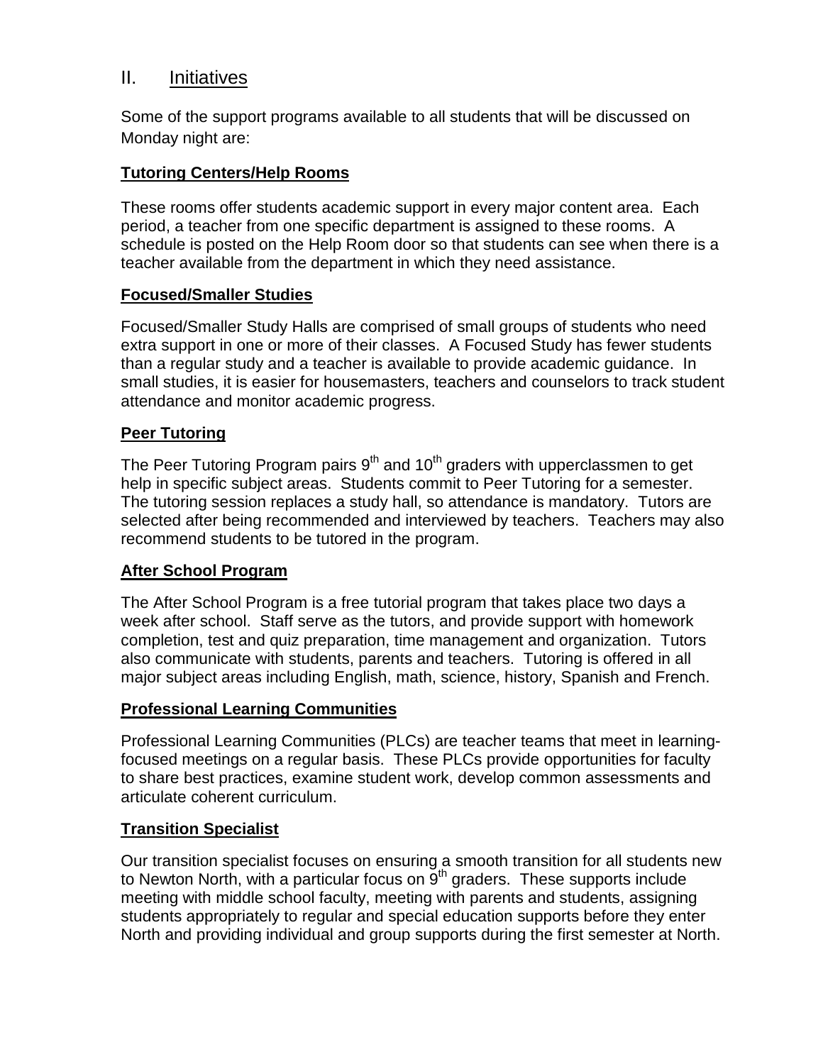## II. Initiatives

Some of the support programs available to all students that will be discussed on Monday night are:

### Tutoring Centers/Help Rooms

These rooms offer students academic support in every major content area. Each period, a teacher from one specific department is assigned to these rooms. A schedule is posted on the Help Room door so that students can see when there is a teacher available from the department in which they need assistance.

### Focused/Smaller Studies

Focused/Smaller Study Halls are comprised of small groups of students who need extra support in one or more of their classes. A Focused Study has fewer students than a regular study and a teacher is available to provide academic guidance. In small studies, it is easier for housemasters, teachers and counselors to track student attendance and monitor academic progress.

### Peer Tutoring

The Peer Tutoring Program pairs 9th and 10th graders with upperclassmen to get help in specific subject areas. Students commit to Peer Tutoring for a semester. The tutoring session replaces a study hall, so attendance is mandatory. Tutors are selected after being recommended and interviewed by teachers. Teachers may also recommend students to be tutored in the program.

### After School Program

The After School Program is a free tutorial program that takes place two days a week after school. Staff serve as the tutors, and provide support with homework completion, test and quiz preparation, time management and organization. Tutors also communicate with students, parents and teachers. Tutoring is offered in all major subject areas including English, math, science, history, Spanish and French.

### Professional Learning Communities

Professional Learning Communities (PLCs) are teacher teams that meet in learning-focused meetings on a regular basis. These PLCs provide opportunities for faculty to share best practices, examine student work, develop common assessments and articulate coherent curriculum.

### Transition Specialist

Our transition specialist focuses on ensuring a smooth transition for all students new to Newton North, with a particular focus on 9th graders. These supports include meeting with middle school faculty, meeting with parents and students, assigning students appropriately to regular and special education supports before they enter North and providing individual and group supports during the first semester at North.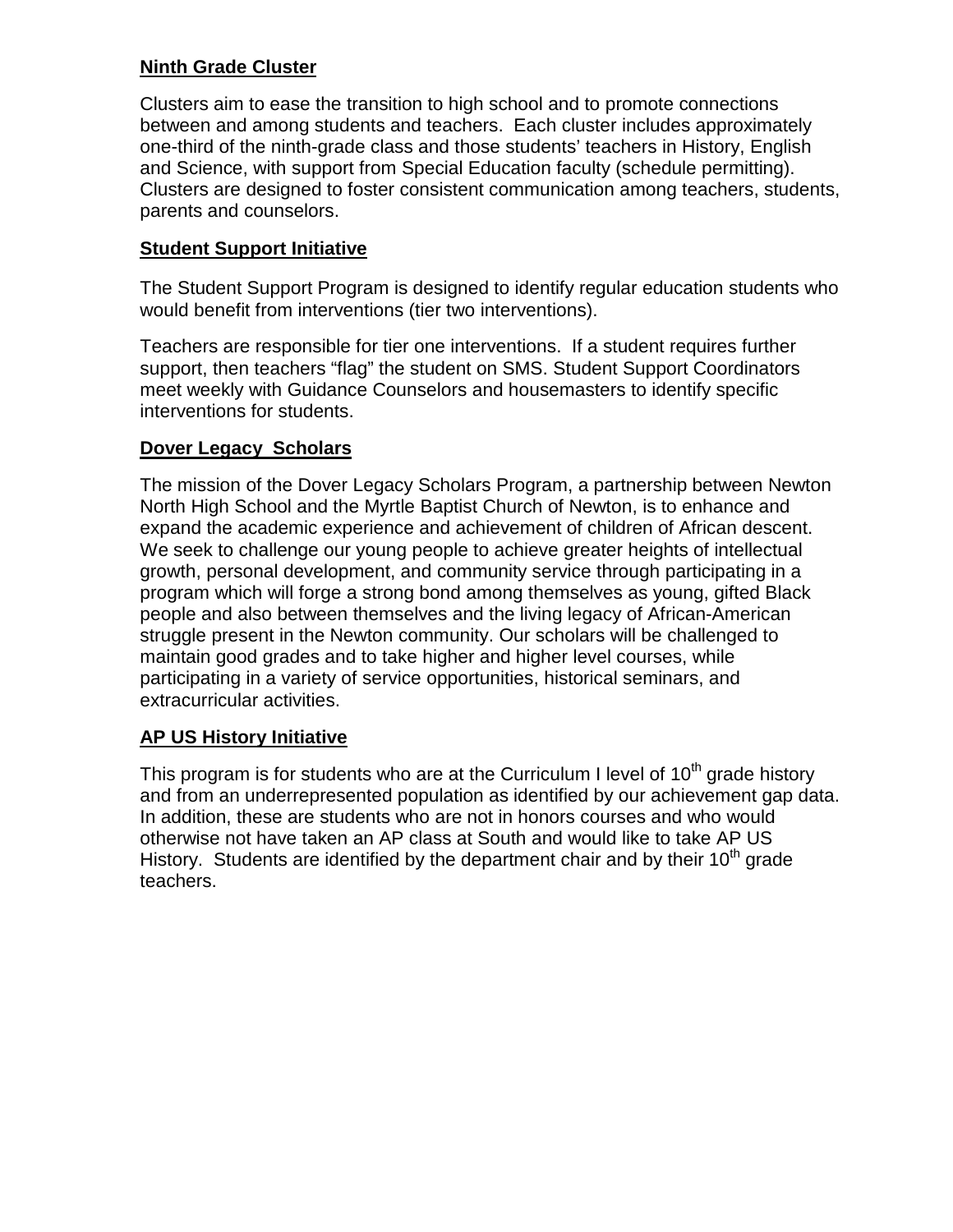## Ninth Grade Cluster

Clusters aim to ease the transition to high school and to promote connections between and among students and teachers. Each cluster includes approximately one-third of the ninth-grade class and those students' teachers in History, English and Science, with support from Special Education faculty (schedule permitting). Clusters are designed to foster consistent communication among teachers, students, parents and counselors.

## Student Support Initiative

The Student Support Program is designed to identify regular education students who would benefit from interventions (tier two interventions).

Teachers are responsible for tier one interventions. If a student requires further support, then teachers "flag" the student on SMS. Student Support Coordinators meet weekly with Guidance Counselors and housemasters to identify specific interventions for students.

## Dover Legacy Scholars

The mission of the Dover Legacy Scholars Program, a partnership between Newton North High School and the Myrtle Baptist Church of Newton, is to enhance and expand the academic experience and achievement of children of African descent. We seek to challenge our young people to achieve greater heights of intellectual growth, personal development, and community service through participating in a program which will forge a strong bond among themselves as young, gifted Black people and also between themselves and the living legacy of African-American struggle present in the Newton community. Our scholars will be challenged to maintain good grades and to take higher and higher level courses, while participating in a variety of service opportunities, historical seminars, and extracurricular activities.

## AP US History Initiative

This program is for students who are at the Curriculum I level of 10th grade history and from an underrepresented population as identified by our achievement gap data. In addition, these are students who are not in honors courses and who would otherwise not have taken an AP class at South and would like to take AP US History. Students are identified by the department chair and by their 10th grade teachers.